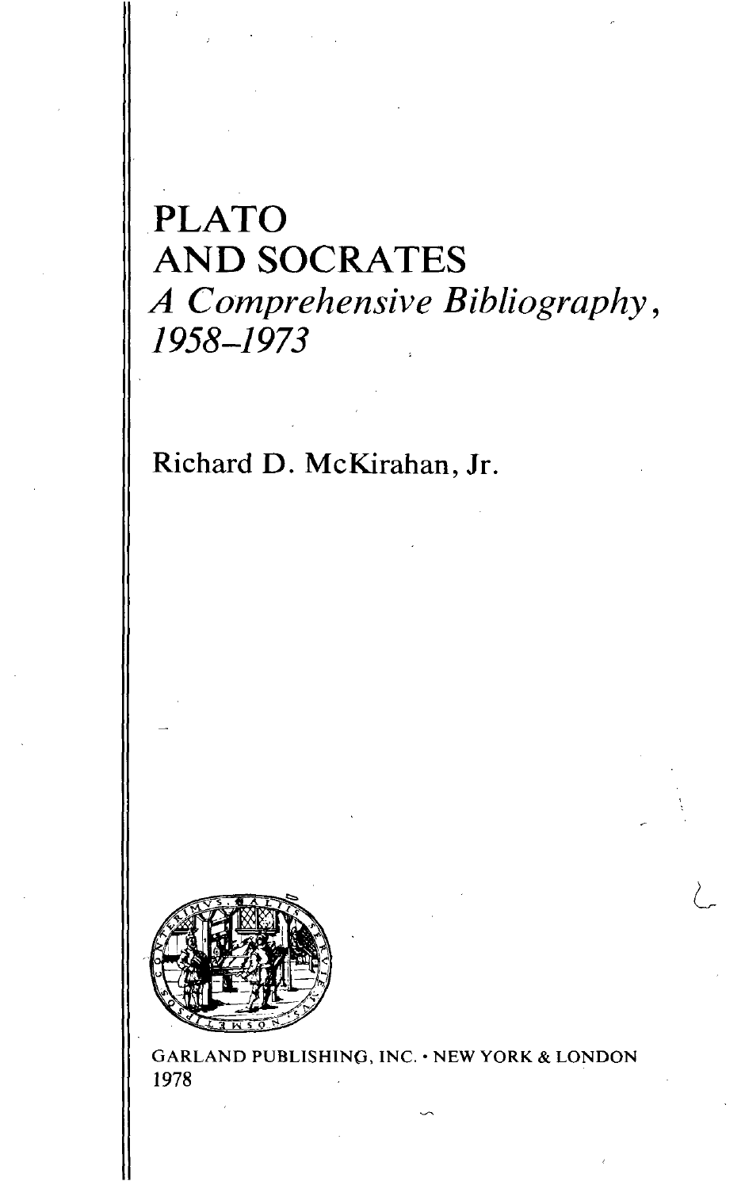# PLATO AND SOCRATES

## *A Comprehensive Bibliography, 1958–1973*

Richard D. McKirahan, Jr.

GARLAND PUBLISHING, INC. • NEW YORK & LONDON
1978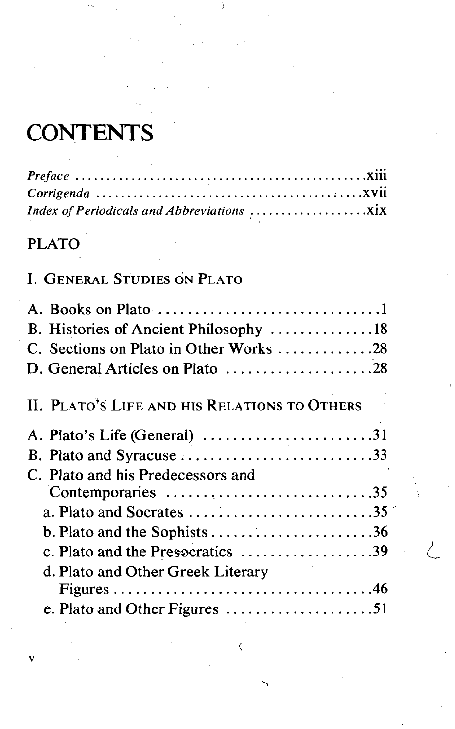# CONTENTS

*Preface* .......................................... xiii
*Corrigenda* .......................................... xvii
*Index of Periodicals and Abbreviations* .......................................... xix

## PLATO

### I. General Studies on Plato

A. Books on Plato .......................................... 1
B. Histories of Ancient Philosophy .......................................... 18
C. Sections on Plato in Other Works .......................................... 28
D. General Articles on Plato .......................................... 28

### II. Plato's Life and his Relations to Others

A. Plato's Life (General) .......................................... 31
B. Plato and Syracuse .......................................... 33
C. Plato and his Predecessors and Contemporaries .......................................... 35
- a. Plato and Socrates .......................................... 35
- b. Plato and the Sophists .......................................... 36
- c. Plato and the Presocratics .......................................... 39
- d. Plato and Other Greek Literary Figures .......................................... 46
- e. Plato and Other Figures .......................................... 51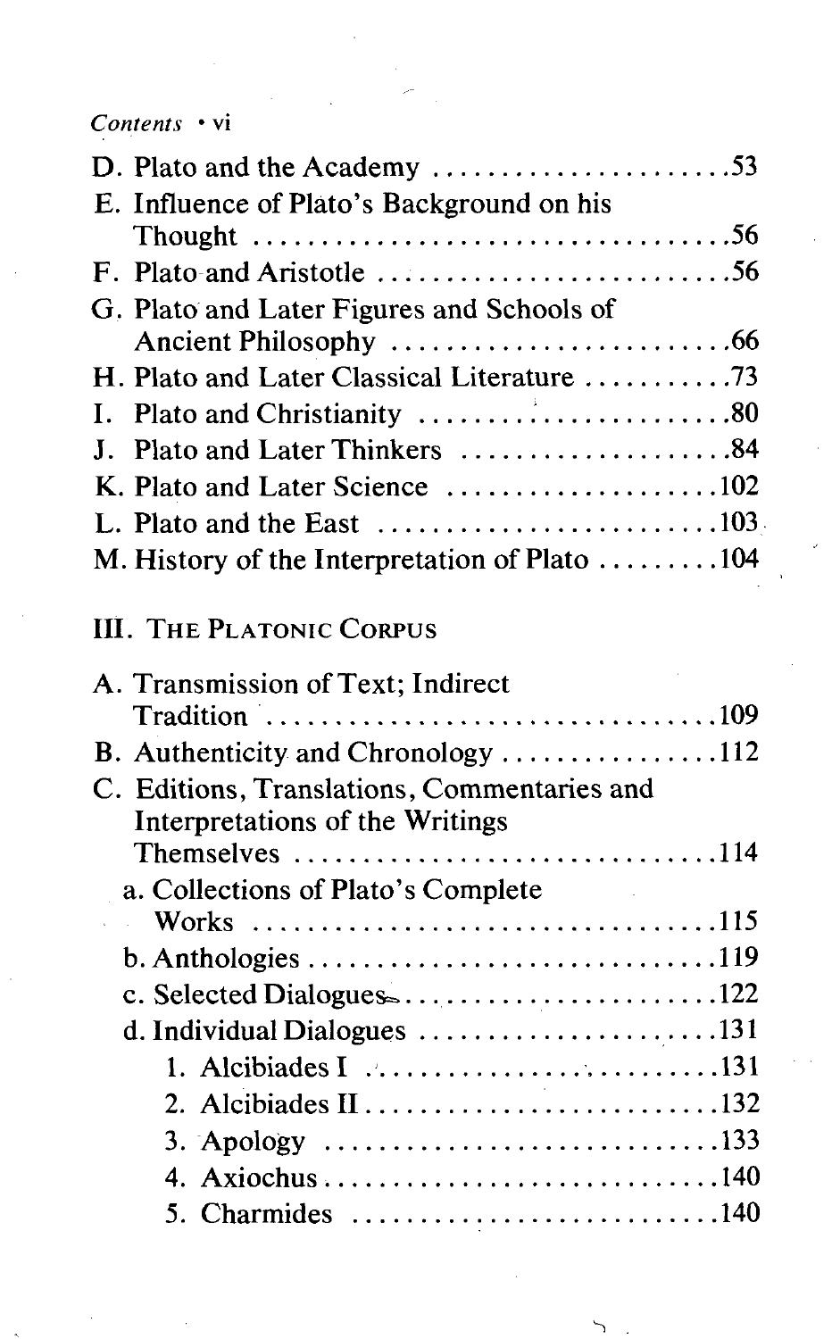D. Plato and the Academy .....................53

E. Influence of Plato's Background on his Thought .....................56

F. Plato and Aristotle .....................56

G. Plato and Later Figures and Schools of Ancient Philosophy .....................66

H. Plato and Later Classical Literature .....................73

I. Plato and Christianity .....................80

J. Plato and Later Thinkers .....................84

K. Plato and Later Science .....................102

L. Plato and the East .....................103

M. History of the Interpretation of Plato .....................104

## III. The Platonic Corpus

A. Transmission of Text; Indirect Tradition .....................109

B. Authenticity and Chronology .....................112

C. Editions, Translations, Commentaries and Interpretations of the Writings Themselves .....................114

- a. Collections of Plato's Complete Works .....................115
- b. Anthologies .....................119
- c. Selected Dialogues .....................122
- d. Individual Dialogues .....................131
  1. Alcibiades I .....................131
  2. Alcibiades II .....................132
  3. Apology .....................133
  4. Axiochus .....................140
  5. Charmides .....................140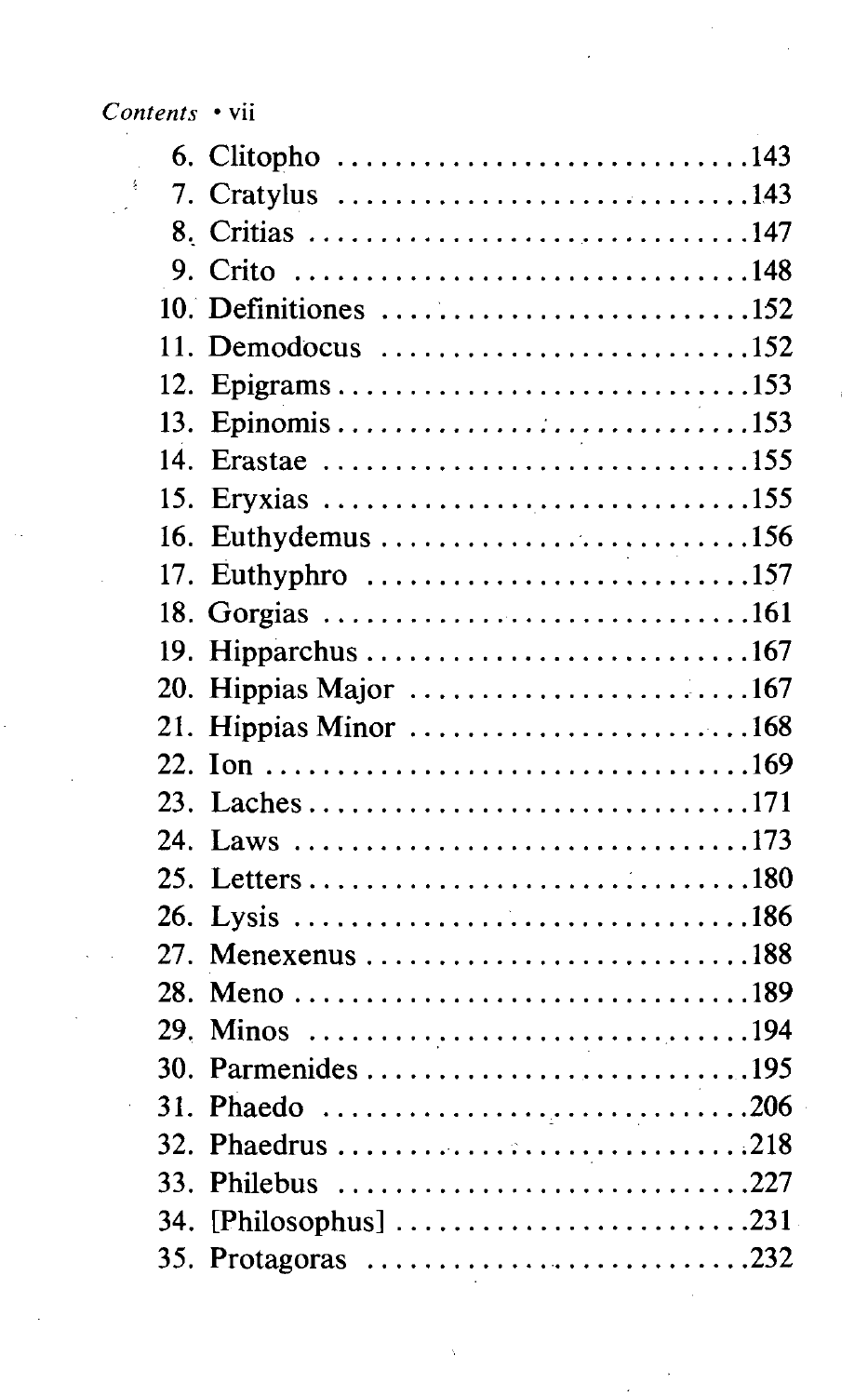6. Clitopho .............................143
7. Cratylus .............................143
8. Critias .............................147
9. Crito .............................148
10. Definitiones .............................152
11. Demodocus .............................152
12. Epigrams .............................153
13. Epinomis .............................153
14. Erastae .............................155
15. Eryxias .............................155
16. Euthydemus .............................156
17. Euthyphro .............................157
18. Gorgias .............................161
19. Hipparchus .............................167
20. Hippias Major .............................167
21. Hippias Minor .............................168
22. Ion .............................169
23. Laches .............................171
24. Laws .............................173
25. Letters .............................180
26. Lysis .............................186
27. Menexenus .............................188
28. Meno .............................189
29. Minos .............................194
30. Parmenides .............................195
31. Phaedo .............................206
32. Phaedrus .............................218
33. Philebus .............................227
34. [Philosophus] .............................231
35. Protagoras .............................232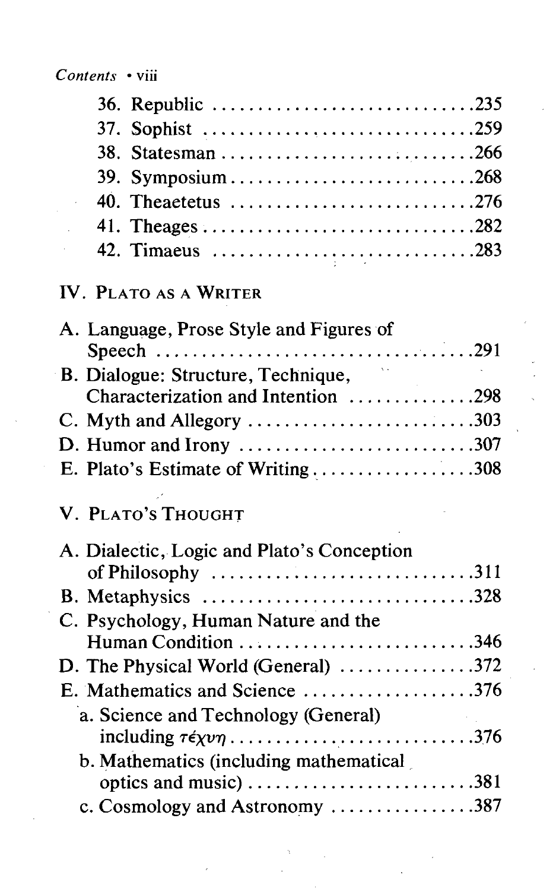36. Republic ............................235
37. Sophist ............................259
38. Statesman ............................266
39. Symposium ............................268
40. Theaetetus ............................276
41. Theages ............................282
42. Timaeus ............................283

## IV. Plato as a Writer

A. Language, Prose Style and Figures of Speech ............................291
B. Dialogue: Structure, Technique, Characterization and Intention ............................298
C. Myth and Allegory ............................303
D. Humor and Irony ............................307
E. Plato's Estimate of Writing ............................308

## V. Plato's Thought

A. Dialectic, Logic and Plato's Conception of Philosophy ............................311
B. Metaphysics ............................328
C. Psychology, Human Nature and the Human Condition ............................346
D. The Physical World (General) ............................372
E. Mathematics and Science ............................376
   a. Science and Technology (General) including τέχνη ............................376
   b. Mathematics (including mathematical optics and music) ............................381
   c. Cosmology and Astronomy ............................387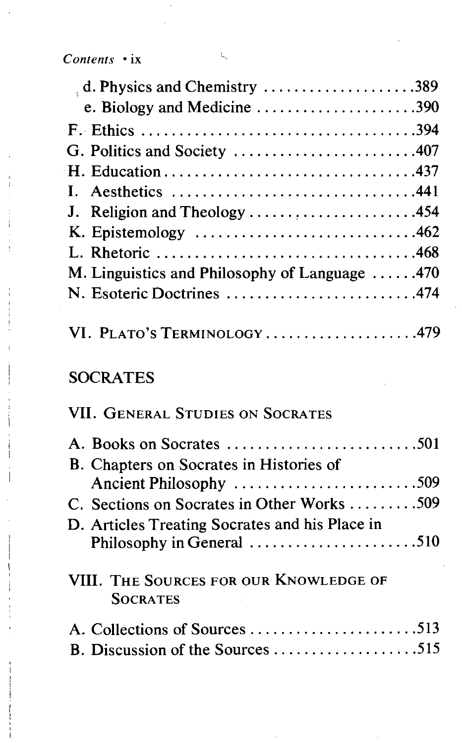d. Physics and Chemistry ....................389
e. Biology and Medicine ......................390

F. Ethics .....................................394

G. Politics and Society .........................407

H. Education...................................437

I. Aesthetics ..................................441

J. Religion and Theology .......................454

K. Epistemology ...............................462

L. Rhetoric ...................................468

M. Linguistics and Philosophy of Language ......470

N. Esoteric Doctrines ..........................474

VI. PLATO'S TERMINOLOGY....................479

## SOCRATES

### VII. GENERAL STUDIES ON SOCRATES

A. Books on Socrates ..........................501

B. Chapters on Socrates in Histories of Ancient Philosophy ........................509

C. Sections on Socrates in Other Works .........509

D. Articles Treating Socrates and his Place in Philosophy in General ......................510

### VIII. THE SOURCES FOR OUR KNOWLEDGE OF SOCRATES

A. Collections of Sources .......................513

B. Discussion of the Sources ...................515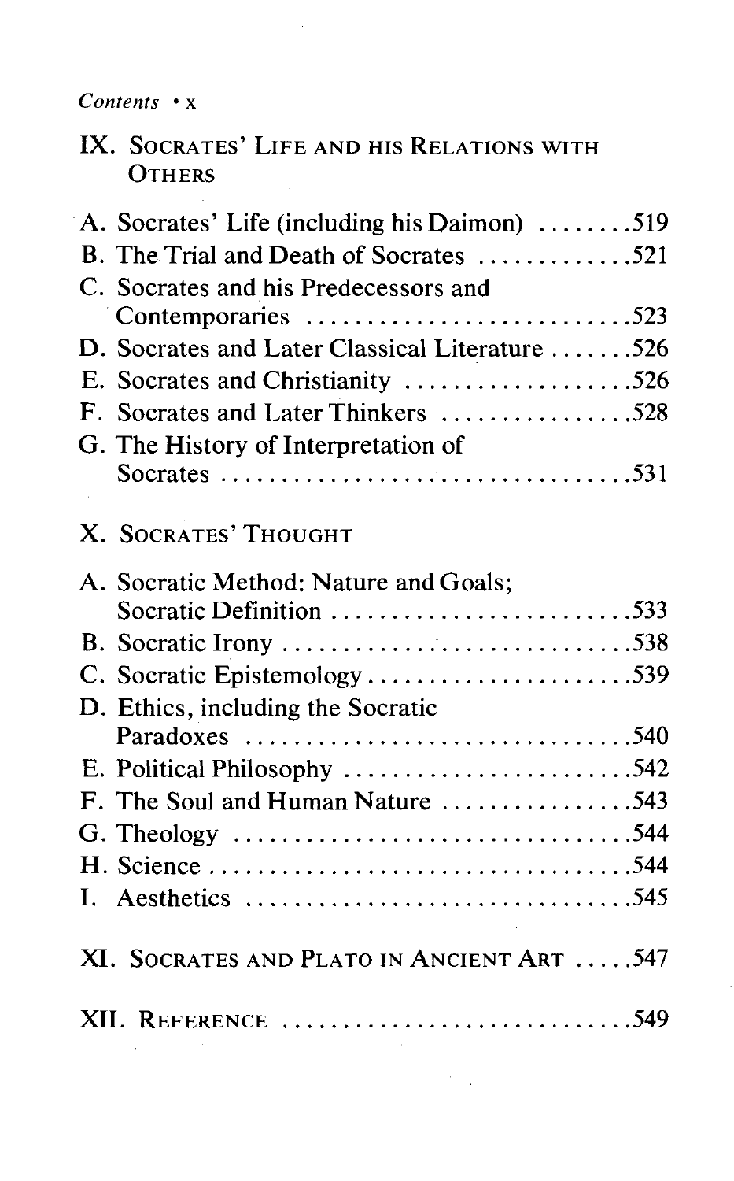## IX. Socrates' Life and his Relations with Others

A. Socrates' Life (including his Daimon) ........519
B. The Trial and Death of Socrates .............521
C. Socrates and his Predecessors and Contemporaries ..........................523
D. Socrates and Later Classical Literature .......526
E. Socrates and Christianity ...................526
F. Socrates and Later Thinkers ................528
G. The History of Interpretation of Socrates ..................................531

## X. Socrates' Thought

A. Socratic Method: Nature and Goals; Socratic Definition .........................533
B. Socratic Irony .............................538
C. Socratic Epistemology......................539
D. Ethics, including the Socratic Paradoxes ...............................540
E. Political Philosophy ........................542
F. The Soul and Human Nature ................543
G. Theology .................................544
H. Science ..................................544
I. Aesthetics ................................545

## XI. Socrates and Plato in Ancient Art .....547

## XII. Reference ............................549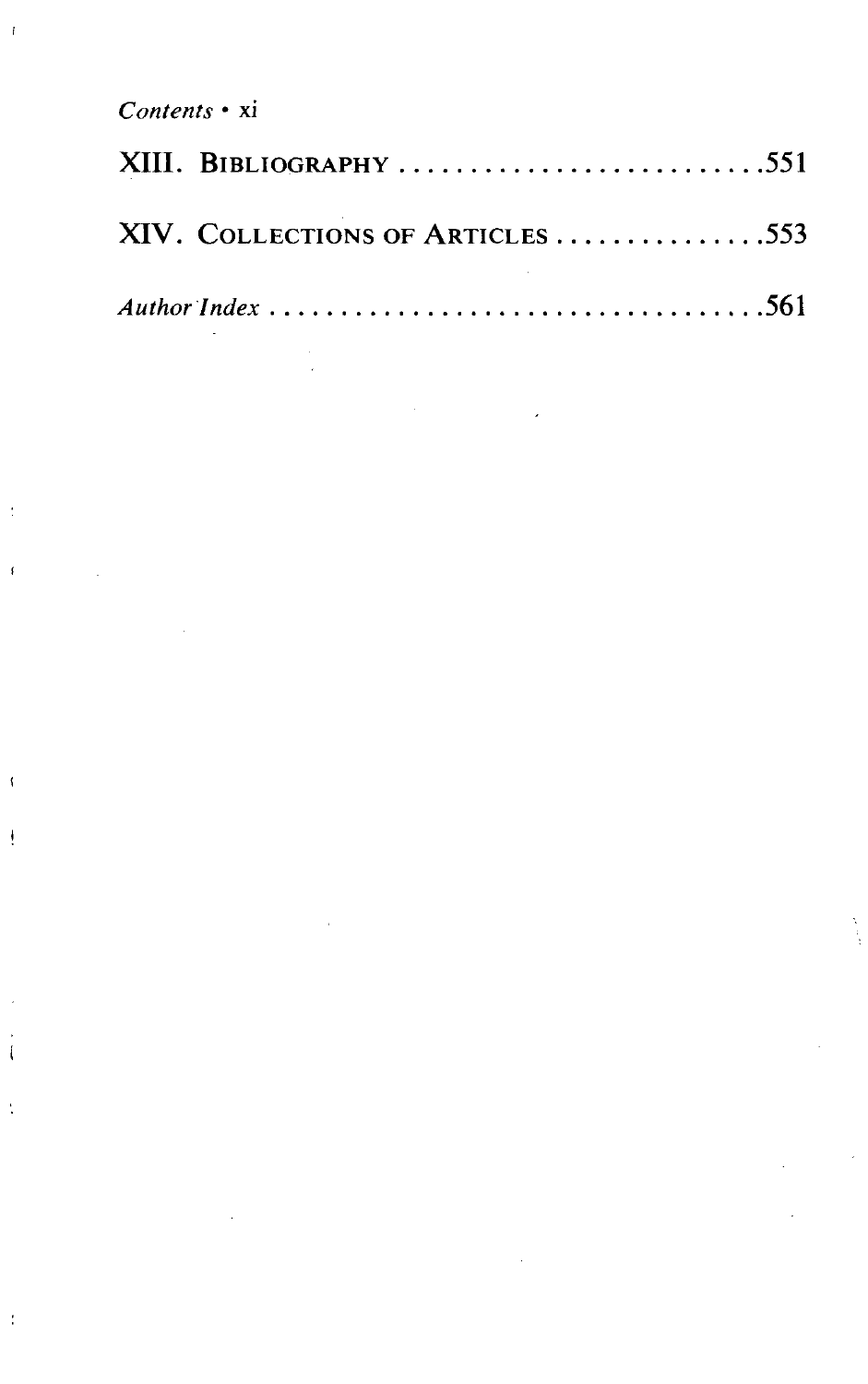XIII. Bibliography ........................... 551

XIV. Collections of Articles ................. 553

*Author Index* .................................. 561